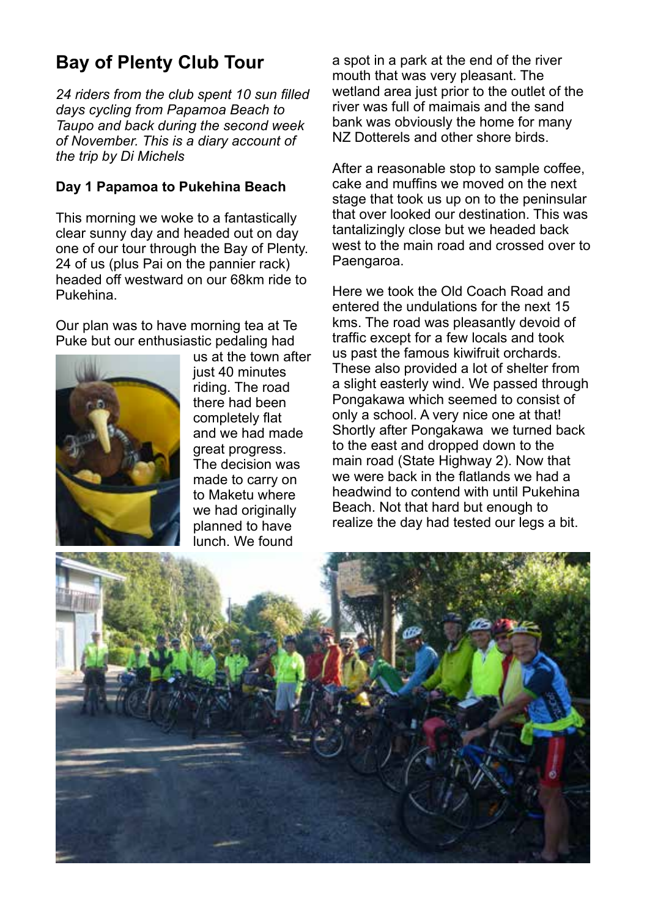# Bay of Plenty Club Tour

*24 riders from the club spent 10 sun filled days cycling from Papamoa Beach to Taupo and back during the second week of November. This is a diary account of the trip by Di Michels*

**Day 1 Papamoa to Pukehina Beach**

This morning we woke to a fantastically clear sunny day and headed out on day one of our tour through the Bay of Plenty. 24 of us (plus Pai on the pannier rack) headed off westward on our 68km ride to Pukehina.

Our plan was to have morning tea at Te Puke but our enthusiastic pedaling had us at the town after just 40 minutes riding. The road there had been completely flat and we had made great progress. The decision was made to carry on to Maketu where we had originally planned to have lunch. We found a spot in a park at the end of the river mouth that was very pleasant. The wetland area just prior to the outlet of the river was full of maimais and the sand bank was obviously the home for many NZ Dotterels and other shore birds.

After a reasonable stop to sample coffee, cake and muffins we moved on the next stage that took us up on to the peninsular that over looked our destination. This was tantalizingly close but we headed back west to the main road and crossed over to Paengaroa.

Here we took the Old Coach Road and entered the undulations for the next 15 kms. The road was pleasantly devoid of traffic except for a few locals and took us past the famous kiwifruit orchards. These also provided a lot of shelter from a slight easterly wind. We passed through Pongakawa which seemed to consist of only a school. A very nice one at that! Shortly after Pongakawa we turned back to the east and dropped down to the main road (State Highway 2). Now that we were back in the flatlands we had a headwind to contend with until Pukehina Beach. Not that hard but enough to realize the day had tested our legs a bit.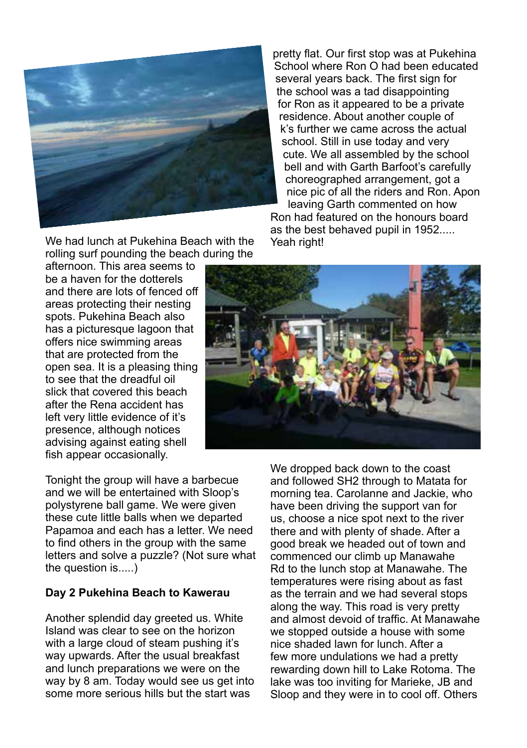pretty flat. Our first stop was at Pukehina School where Ron O had been educated several years back. The first sign for the school was a tad disappointing for Ron as it appeared to be a private residence. About another couple of k's further we came across the actual school. Still in use today and very cute. We all assembled by the school bell and with Garth Barfoot's carefully choreographed arrangement, got a nice pic of all the riders and Ron. Apon leaving Garth commented on how Ron had featured on the honours board as the best behaved pupil in 1952..... Yeah right!

We had lunch at Pukehina Beach with the rolling surf pounding the beach during the afternoon. This area seems to be a haven for the dotterels and there are lots of fenced off areas protecting their nesting spots. Pukehina Beach also has a picturesque lagoon that offers nice swimming areas that are protected from the open sea. It is a pleasing thing to see that the dreadful oil slick that covered this beach after the Rena accident has left very little evidence of it's presence, although notices advising against eating shell fish appear occasionally.

Tonight the group will have a barbecue and we will be entertained with Sloop's polystyrene ball game. We were given these cute little balls when we departed Papamoa and each has a letter. We need to find others in the group with the same letters and solve a puzzle? (Not sure what the question is.....)

**Day 2 Pukehina Beach to Kawerau**

Another splendid day greeted us. White Island was clear to see on the horizon with a large cloud of steam pushing it's way upwards. After the usual breakfast and lunch preparations we were on the way by 8 am. Today would see us get into some more serious hills but the start was

We dropped back down to the coast and followed SH2 through to Matata for morning tea. Carolanne and Jackie, who have been driving the support van for us, choose a nice spot next to the river there and with plenty of shade. After a good break we headed out of town and commenced our climb up Manawahe Rd to the lunch stop at Manawahe. The temperatures were rising about as fast as the terrain and we had several stops along the way. This road is very pretty and almost devoid of traffic. At Manawahe we stopped outside a house with some nice shaded lawn for lunch. After a few more undulations we had a pretty rewarding down hill to Lake Rotoma. The lake was too inviting for Marieke, JB and Sloop and they were in to cool off. Others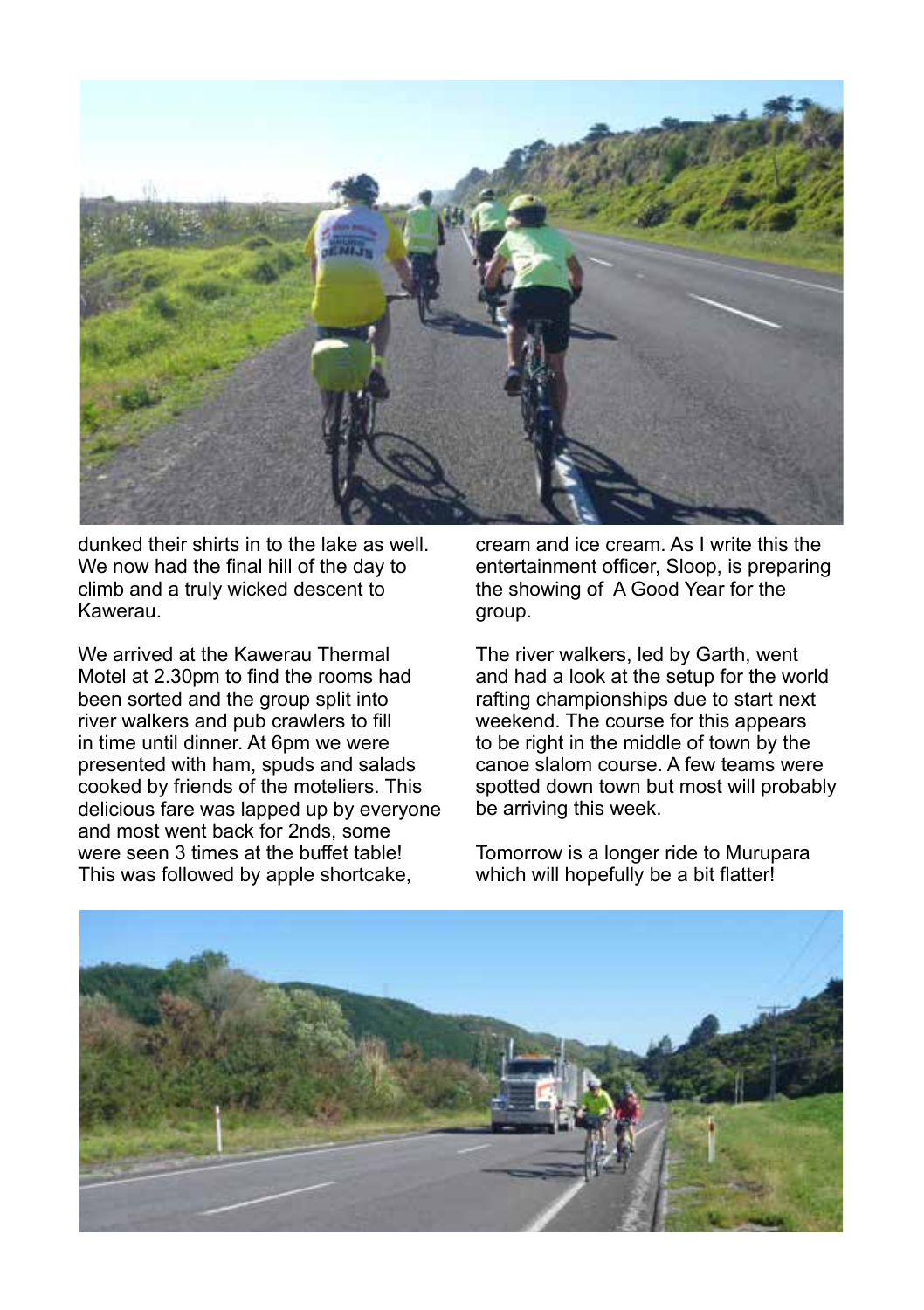dunked their shirts in to the lake as well. We now had the final hill of the day to climb and a truly wicked descent to Kawerau.

We arrived at the Kawerau Thermal Motel at 2.30pm to find the rooms had been sorted and the group split into river walkers and pub crawlers to fill in time until dinner. At 6pm we were presented with ham, spuds and salads cooked by friends of the moteliers. This delicious fare was lapped up by everyone and most went back for 2nds, some were seen 3 times at the buffet table! This was followed by apple shortcake, cream and ice cream. As I write this the entertainment officer, Sloop, is preparing the showing of A Good Year for the group.

The river walkers, led by Garth, went and had a look at the setup for the world rafting championships due to start next weekend. The course for this appears to be right in the middle of town by the canoe slalom course. A few teams were spotted down town but most will probably be arriving this week.

Tomorrow is a longer ride to Murupara which will hopefully be a bit flatter!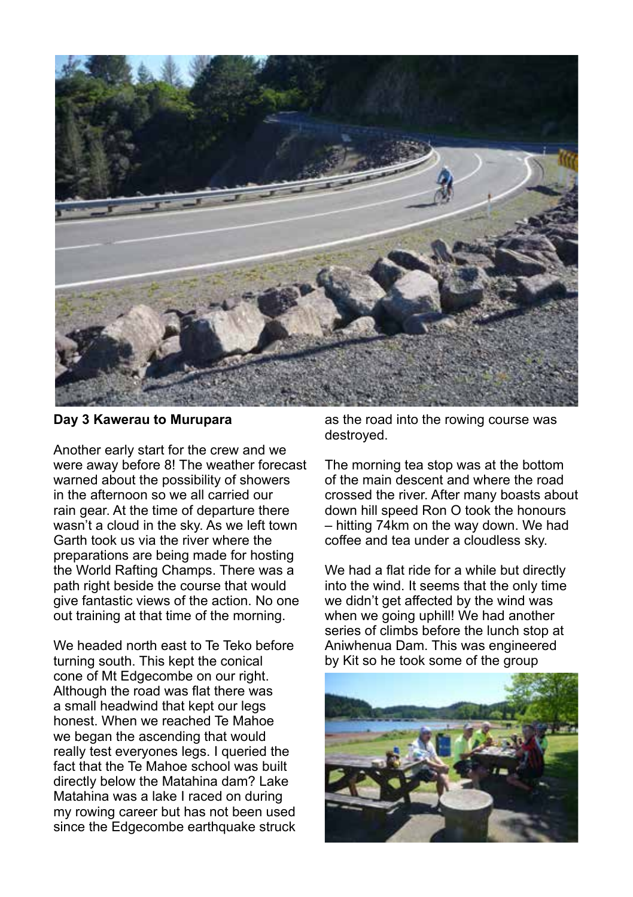**Day 3 Kawerau to Murupara**

Another early start for the crew and we were away before 8! The weather forecast warned about the possibility of showers in the afternoon so we all carried our rain gear. At the time of departure there wasn't a cloud in the sky. As we left town Garth took us via the river where the preparations are being made for hosting the World Rafting Champs. There was a path right beside the course that would give fantastic views of the action. No one out training at that time of the morning.

We headed north east to Te Teko before turning south. This kept the conical cone of Mt Edgecombe on our right. Although the road was flat there was a small headwind that kept our legs honest. When we reached Te Mahoe we began the ascending that would really test everyones legs. I queried the fact that the Te Mahoe school was built directly below the Matahina dam? Lake Matahina was a lake I raced on during my rowing career but has not been used since the Edgecombe earthquake struck as the road into the rowing course was destroyed.

The morning tea stop was at the bottom of the main descent and where the road crossed the river. After many boasts about down hill speed Ron O took the honours – hitting 74km on the way down. We had coffee and tea under a cloudless sky.

We had a flat ride for a while but directly into the wind. It seems that the only time we didn't get affected by the wind was when we going uphill! We had another series of climbs before the lunch stop at Aniwhenua Dam. This was engineered by Kit so he took some of the group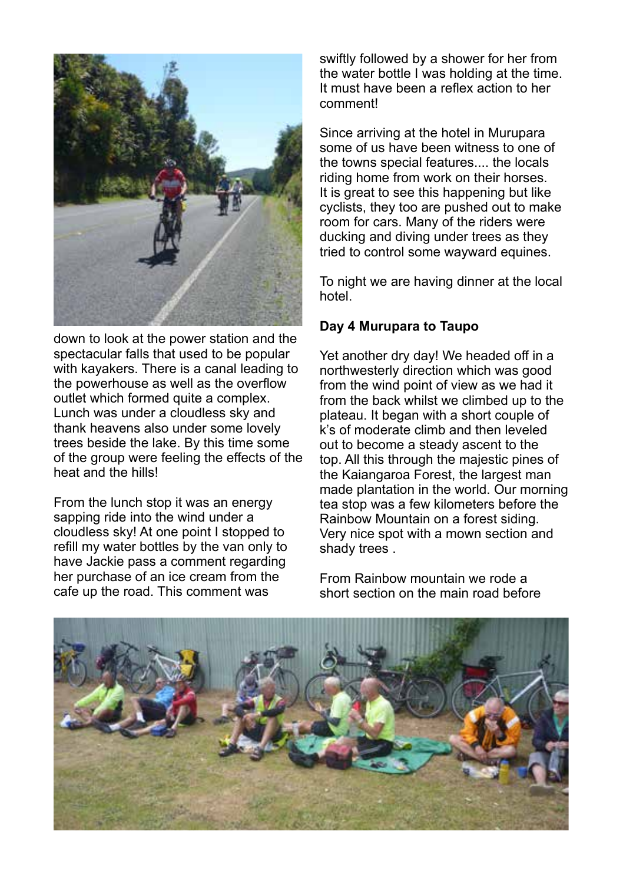down to look at the power station and the spectacular falls that used to be popular with kayakers. There is a canal leading to the powerhouse as well as the overflow outlet which formed quite a complex. Lunch was under a cloudless sky and thank heavens also under some lovely trees beside the lake. By this time some of the group were feeling the effects of the heat and the hills!

From the lunch stop it was an energy sapping ride into the wind under a cloudless sky! At one point I stopped to refill my water bottles by the van only to have Jackie pass a comment regarding her purchase of an ice cream from the cafe up the road. This comment was swiftly followed by a shower for her from the water bottle I was holding at the time. It must have been a reflex action to her comment!

Since arriving at the hotel in Murupara some of us have been witness to one of the towns special features.... the locals riding home from work on their horses. It is great to see this happening but like cyclists, they too are pushed out to make room for cars. Many of the riders were ducking and diving under trees as they tried to control some wayward equines.

To night we are having dinner at the local hotel.

**Day 4 Murupara to Taupo**

Yet another dry day! We headed off in a northwesterly direction which was good from the wind point of view as we had it from the back whilst we climbed up to the plateau. It began with a short couple of k's of moderate climb and then leveled out to become a steady ascent to the top. All this through the majestic pines of the Kaiangaroa Forest, the largest man made plantation in the world. Our morning tea stop was a few kilometers before the Rainbow Mountain on a forest siding. Very nice spot with a mown section and shady trees .

From Rainbow mountain we rode a short section on the main road before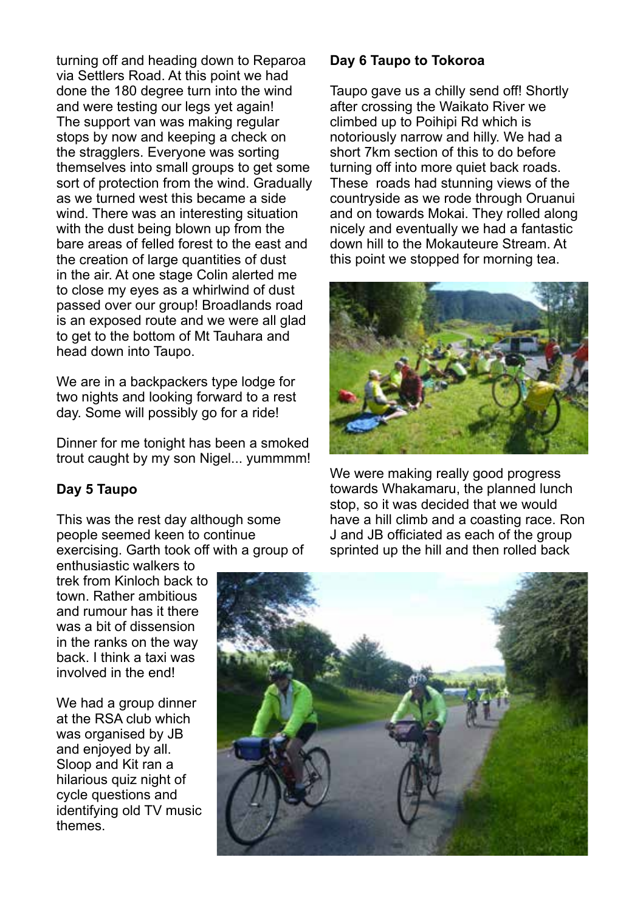turning off and heading down to Reparoa via Settlers Road. At this point we had done the 180 degree turn into the wind and were testing our legs yet again! The support van was making regular stops by now and keeping a check on the stragglers. Everyone was sorting themselves into small groups to get some sort of protection from the wind. Gradually as we turned west this became a side wind. There was an interesting situation with the dust being blown up from the bare areas of felled forest to the east and the creation of large quantities of dust in the air. At one stage Colin alerted me to close my eyes as a whirlwind of dust passed over our group! Broadlands road is an exposed route and we were all glad to get to the bottom of Mt Tauhara and head down into Taupo.

We are in a backpackers type lodge for two nights and looking forward to a rest day. Some will possibly go for a ride!

Dinner for me tonight has been a smoked trout caught by my son Nigel... yummmm!

**Day 5 Taupo**

This was the rest day although some people seemed keen to continue exercising. Garth took off with a group of enthusiastic walkers to trek from Kinloch back to town. Rather ambitious and rumour has it there was a bit of dissension in the ranks on the way back. I think a taxi was involved in the end!

We had a group dinner at the RSA club which was organised by JB and enjoyed by all. Sloop and Kit ran a hilarious quiz night of cycle questions and identifying old TV music themes.

**Day 6 Taupo to Tokoroa**

Taupo gave us a chilly send off! Shortly after crossing the Waikato River we climbed up to Poihipi Rd which is notoriously narrow and hilly. We had a short 7km section of this to do before turning off into more quiet back roads. These roads had stunning views of the countryside as we rode through Oruanui and on towards Mokai. They rolled along nicely and eventually we had a fantastic down hill to the Mokauteure Stream. At this point we stopped for morning tea.

We were making really good progress towards Whakamaru, the planned lunch stop, so it was decided that we would have a hill climb and a coasting race. Ron J and JB officiated as each of the group sprinted up the hill and then rolled back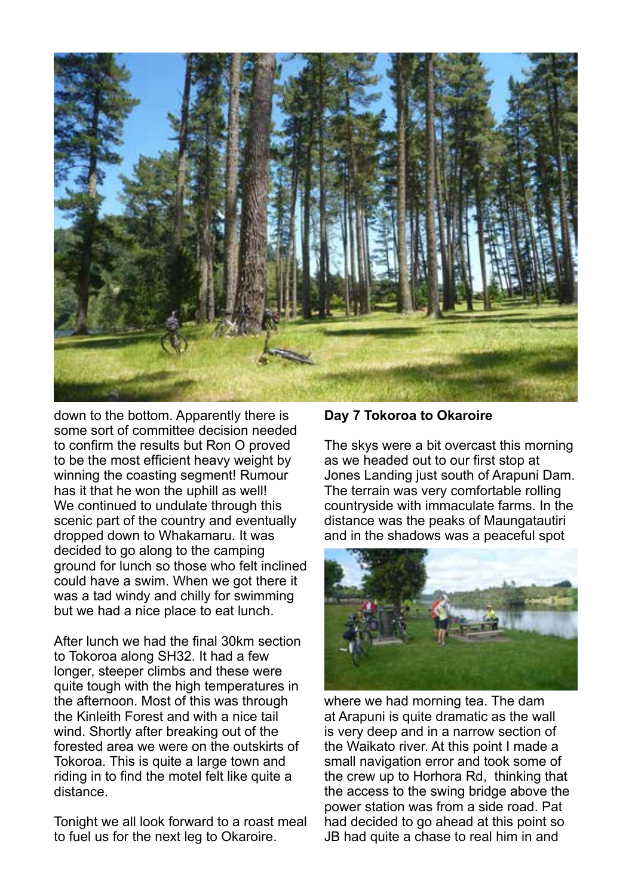down to the bottom. Apparently there is some sort of committee decision needed to confirm the results but Ron O proved to be the most efficient heavy weight by winning the coasting segment! Rumour has it that he won the uphill as well! We continued to undulate through this scenic part of the country and eventually dropped down to Whakamaru. It was decided to go along to the camping ground for lunch so those who felt inclined could have a swim. When we got there it was a tad windy and chilly for swimming but we had a nice place to eat lunch.

After lunch we had the final 30km section to Tokoroa along SH32. It had a few longer, steeper climbs and these were quite tough with the high temperatures in the afternoon. Most of this was through the Kinleith Forest and with a nice tail wind. Shortly after breaking out of the forested area we were on the outskirts of Tokoroa. This is quite a large town and riding in to find the motel felt like quite a distance.

Tonight we all look forward to a roast meal to fuel us for the next leg to Okaroire.

**Day 7 Tokoroa to Okaroire**

The skys were a bit overcast this morning as we headed out to our first stop at Jones Landing just south of Arapuni Dam. The terrain was very comfortable rolling countryside with immaculate farms. In the distance was the peaks of Maungatautiri and in the shadows was a peaceful spot where we had morning tea. The dam at Arapuni is quite dramatic as the wall is very deep and in a narrow section of the Waikato river. At this point I made a small navigation error and took some of the crew up to Horhora Rd, thinking that the access to the swing bridge above the power station was from a side road. Pat had decided to go ahead at this point so JB had quite a chase to real him in and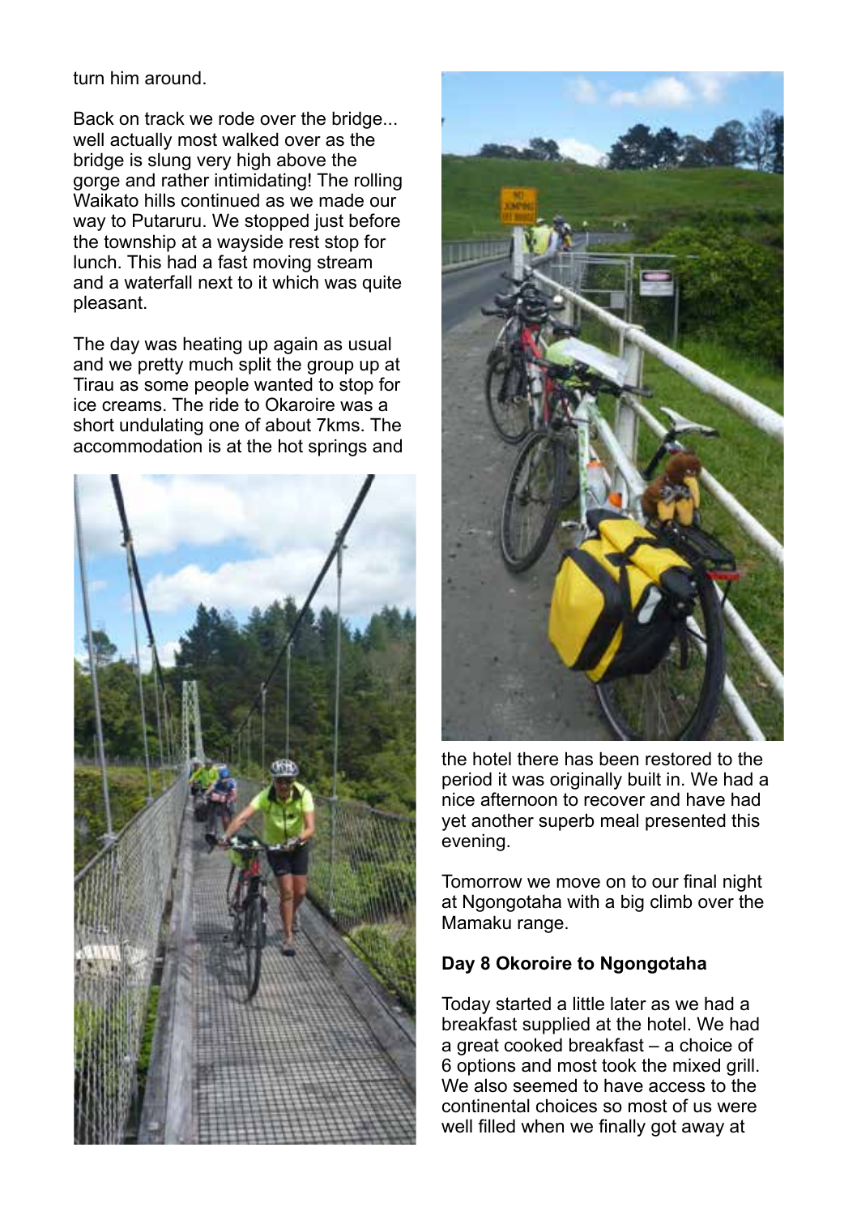turn him around.

Back on track we rode over the bridge... well actually most walked over as the bridge is slung very high above the gorge and rather intimidating! The rolling Waikato hills continued as we made our way to Putaruru. We stopped just before the township at a wayside rest stop for lunch. This had a fast moving stream and a waterfall next to it which was quite pleasant.

The day was heating up again as usual and we pretty much split the group up at Tirau as some people wanted to stop for ice creams. The ride to Okaroire was a short undulating one of about 7kms. The accommodation is at the hot springs and the hotel there has been restored to the period it was originally built in. We had a nice afternoon to recover and have had yet another superb meal presented this evening.

Tomorrow we move on to our final night at Ngongotaha with a big climb over the Mamaku range.

**Day 8 Okoroire to Ngongotaha**

Today started a little later as we had a breakfast supplied at the hotel. We had a great cooked breakfast – a choice of 6 options and most took the mixed grill. We also seemed to have access to the continental choices so most of us were well filled when we finally got away at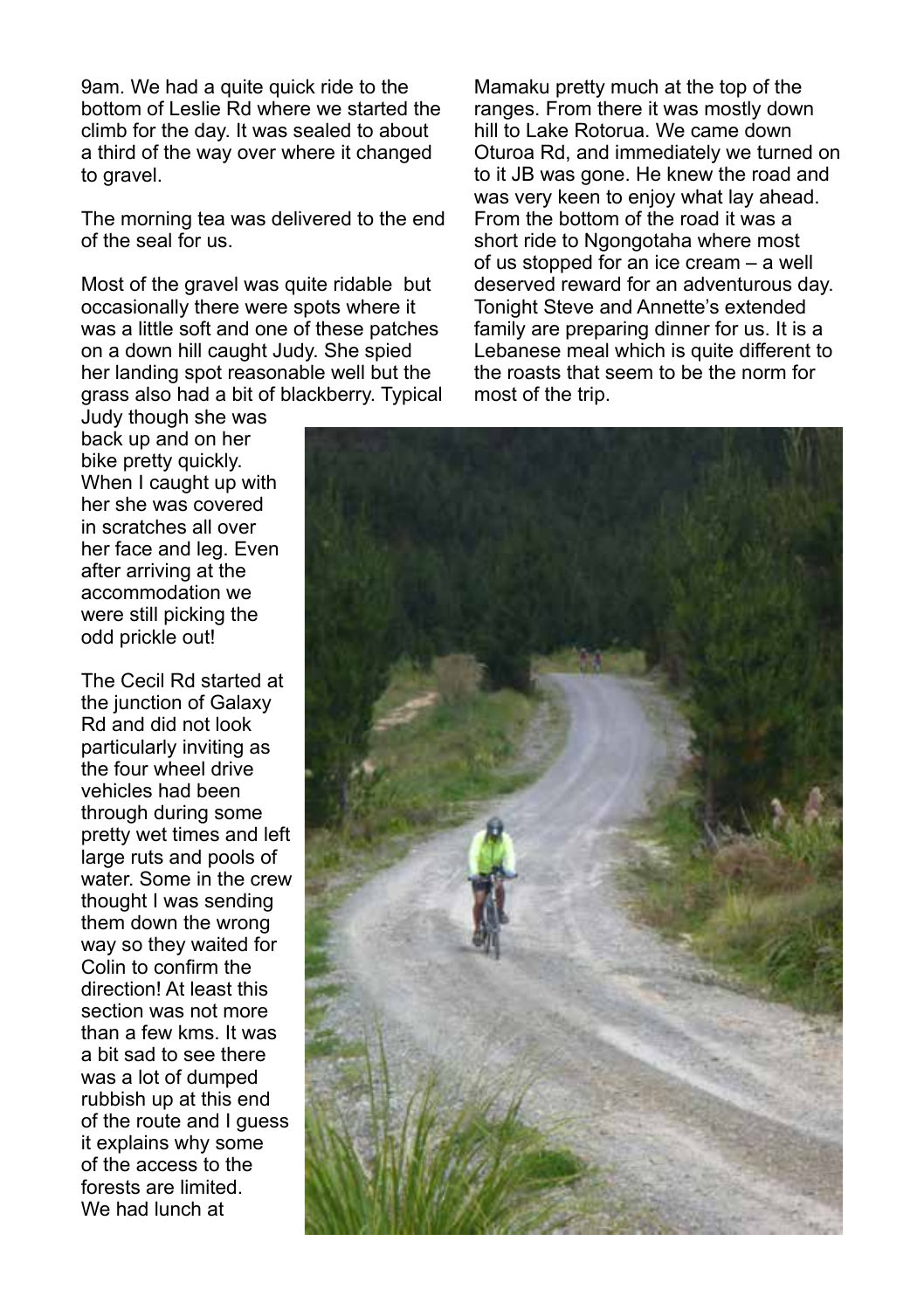9am. We had a quite quick ride to the bottom of Leslie Rd where we started the climb for the day. It was sealed to about a third of the way over where it changed to gravel.

The morning tea was delivered to the end of the seal for us.

Most of the gravel was quite ridable but occasionally there were spots where it was a little soft and one of these patches on a down hill caught Judy. She spied her landing spot reasonable well but the grass also had a bit of blackberry. Typical Judy though she was back up and on her bike pretty quickly. When I caught up with her she was covered in scratches all over her face and leg. Even after arriving at the accommodation we were still picking the odd prickle out!

The Cecil Rd started at the junction of Galaxy Rd and did not look particularly inviting as the four wheel drive vehicles had been through during some pretty wet times and left large ruts and pools of water. Some in the crew thought I was sending them down the wrong way so they waited for Colin to confirm the direction! At least this section was not more than a few kms. It was a bit sad to see there was a lot of dumped rubbish up at this end of the route and I guess it explains why some of the access to the forests are limited.

We had lunch at Mamaku pretty much at the top of the ranges. From there it was mostly down hill to Lake Rotorua. We came down Oturoa Rd, and immediately we turned on to it JB was gone. He knew the road and was very keen to enjoy what lay ahead. From the bottom of the road it was a short ride to Ngongotaha where most of us stopped for an ice cream – a well deserved reward for an adventurous day. Tonight Steve and Annette's extended family are preparing dinner for us. It is a Lebanese meal which is quite different to the roasts that seem to be the norm for most of the trip.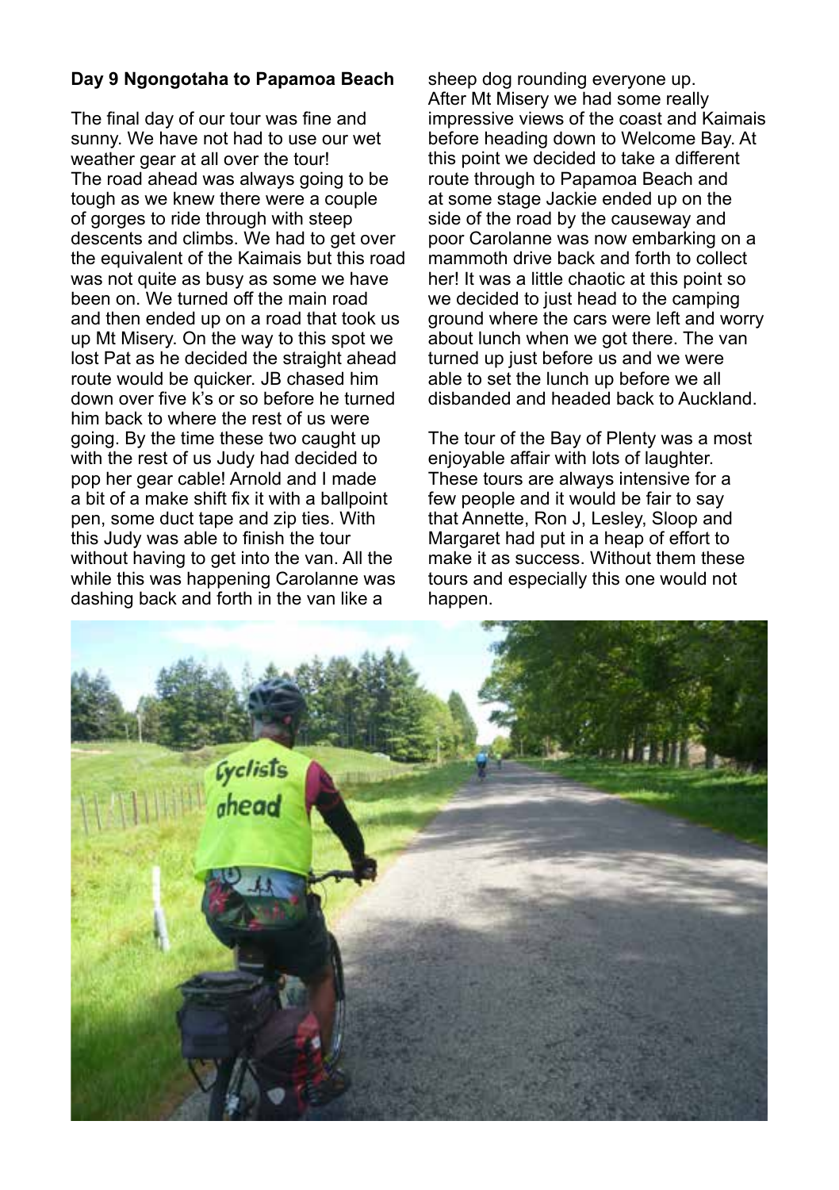**Day 9 Ngongotaha to Papamoa Beach**

The final day of our tour was fine and sunny. We have not had to use our wet weather gear at all over the tour! The road ahead was always going to be tough as we knew there were a couple of gorges to ride through with steep descents and climbs. We had to get over the equivalent of the Kaimais but this road was not quite as busy as some we have been on. We turned off the main road and then ended up on a road that took us up Mt Misery. On the way to this spot we lost Pat as he decided the straight ahead route would be quicker. JB chased him down over five k's or so before he turned him back to where the rest of us were going. By the time these two caught up with the rest of us Judy had decided to pop her gear cable! Arnold and I made a bit of a make shift fix it with a ballpoint pen, some duct tape and zip ties. With this Judy was able to finish the tour without having to get into the van. All the while this was happening Carolanne was dashing back and forth in the van like a sheep dog rounding everyone up. After Mt Misery we had some really impressive views of the coast and Kaimais before heading down to Welcome Bay. At this point we decided to take a different route through to Papamoa Beach and at some stage Jackie ended up on the side of the road by the causeway and poor Carolanne was now embarking on a mammoth drive back and forth to collect her! It was a little chaotic at this point so we decided to just head to the camping ground where the cars were left and worry about lunch when we got there. The van turned up just before us and we were able to set the lunch up before we all disbanded and headed back to Auckland.

The tour of the Bay of Plenty was a most enjoyable affair with lots of laughter. These tours are always intensive for a few people and it would be fair to say that Annette, Ron J, Lesley, Sloop and Margaret had put in a heap of effort to make it as success. Without them these tours and especially this one would not happen.